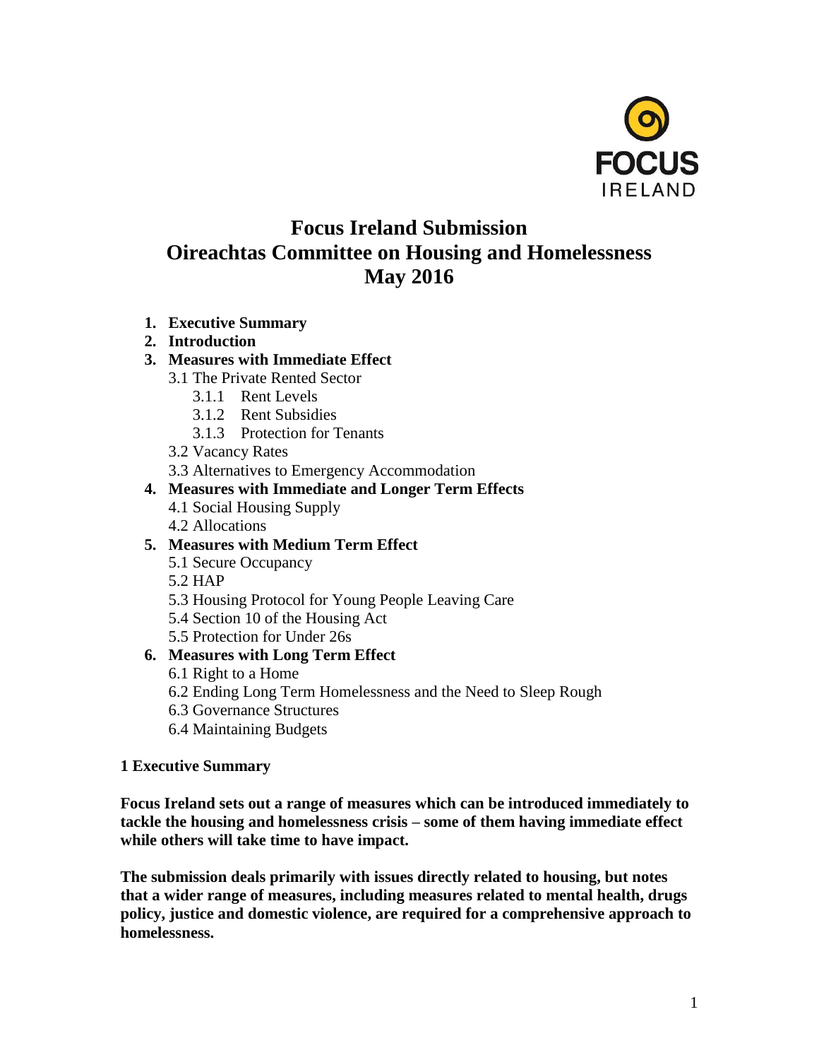FOCUS IRELAND

# Focus Ireland Submission
# Oireachtas Committee on Housing and Homelessness
# May 2016

1. **Executive Summary**
2. **Introduction**
3. **Measures with Immediate Effect**
   - 3.1 The Private Rented Sector
     - 3.1.1 Rent Levels
     - 3.1.2 Rent Subsidies
     - 3.1.3 Protection for Tenants
   - 3.2 Vacancy Rates
   - 3.3 Alternatives to Emergency Accommodation
4. **Measures with Immediate and Longer Term Effects**
   - 4.1 Social Housing Supply
   - 4.2 Allocations
5. **Measures with Medium Term Effect**
   - 5.1 Secure Occupancy
   - 5.2 HAP
   - 5.3 Housing Protocol for Young People Leaving Care
   - 5.4 Section 10 of the Housing Act
   - 5.5 Protection for Under 26s
6. **Measures with Long Term Effect**
   - 6.1 Right to a Home
   - 6.2 Ending Long Term Homelessness and the Need to Sleep Rough
   - 6.3 Governance Structures
   - 6.4 Maintaining Budgets

## 1 Executive Summary

**Focus Ireland sets out a range of measures which can be introduced immediately to tackle the housing and homelessness crisis – some of them having immediate effect while others will take time to have impact.**

**The submission deals primarily with issues directly related to housing, but notes that a wider range of measures, including measures related to mental health, drugs policy, justice and domestic violence, are required for a comprehensive approach to homelessness.**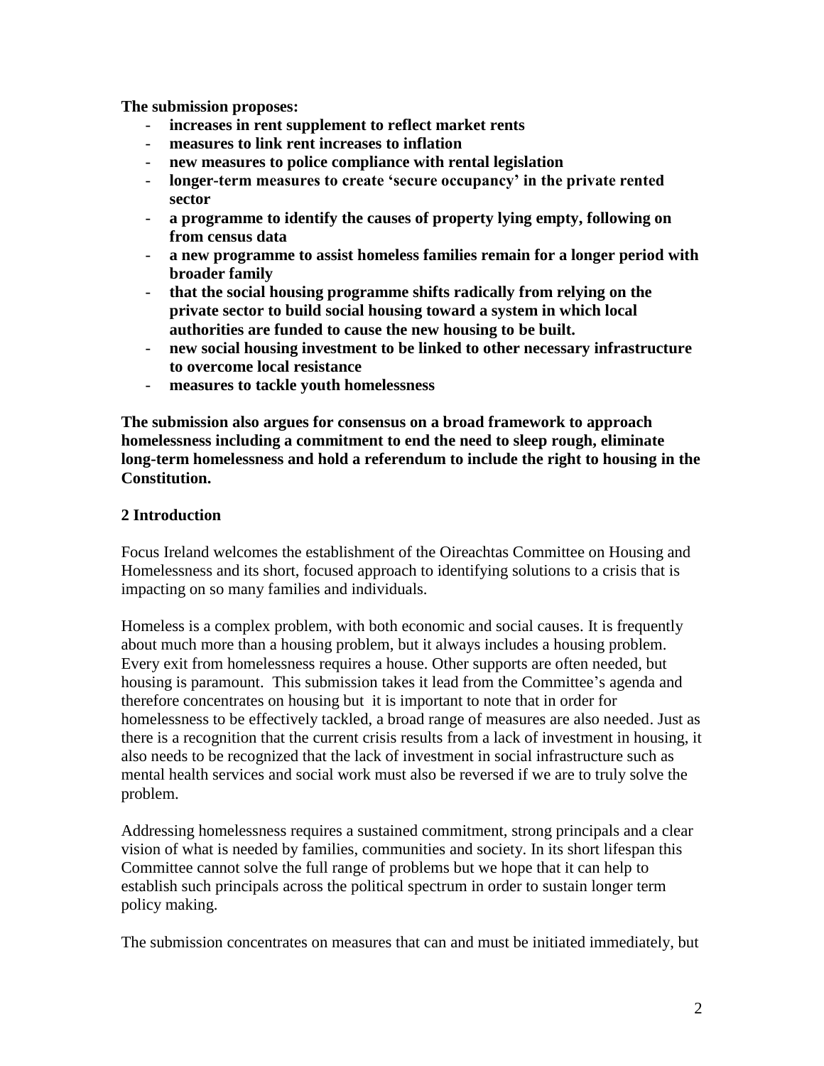**The submission proposes:**

- **increases in rent supplement to reflect market rents**
- **measures to link rent increases to inflation**
- **new measures to police compliance with rental legislation**
- **longer-term measures to create 'secure occupancy' in the private rented sector**
- **a programme to identify the causes of property lying empty, following on from census data**
- **a new programme to assist homeless families remain for a longer period with broader family**
- **that the social housing programme shifts radically from relying on the private sector to build social housing toward a system in which local authorities are funded to cause the new housing to be built.**
- **new social housing investment to be linked to other necessary infrastructure to overcome local resistance**
- **measures to tackle youth homelessness**

**The submission also argues for consensus on a broad framework to approach homelessness including a commitment to end the need to sleep rough, eliminate long-term homelessness and hold a referendum to include the right to housing in the Constitution.**

## 2 Introduction

Focus Ireland welcomes the establishment of the Oireachtas Committee on Housing and Homelessness and its short, focused approach to identifying solutions to a crisis that is impacting on so many families and individuals.

Homeless is a complex problem, with both economic and social causes. It is frequently about much more than a housing problem, but it always includes a housing problem. Every exit from homelessness requires a house. Other supports are often needed, but housing is paramount. This submission takes it lead from the Committee's agenda and therefore concentrates on housing but it is important to note that in order for homelessness to be effectively tackled, a broad range of measures are also needed. Just as there is a recognition that the current crisis results from a lack of investment in housing, it also needs to be recognized that the lack of investment in social infrastructure such as mental health services and social work must also be reversed if we are to truly solve the problem.

Addressing homelessness requires a sustained commitment, strong principals and a clear vision of what is needed by families, communities and society. In its short lifespan this Committee cannot solve the full range of problems but we hope that it can help to establish such principals across the political spectrum in order to sustain longer term policy making.

The submission concentrates on measures that can and must be initiated immediately, but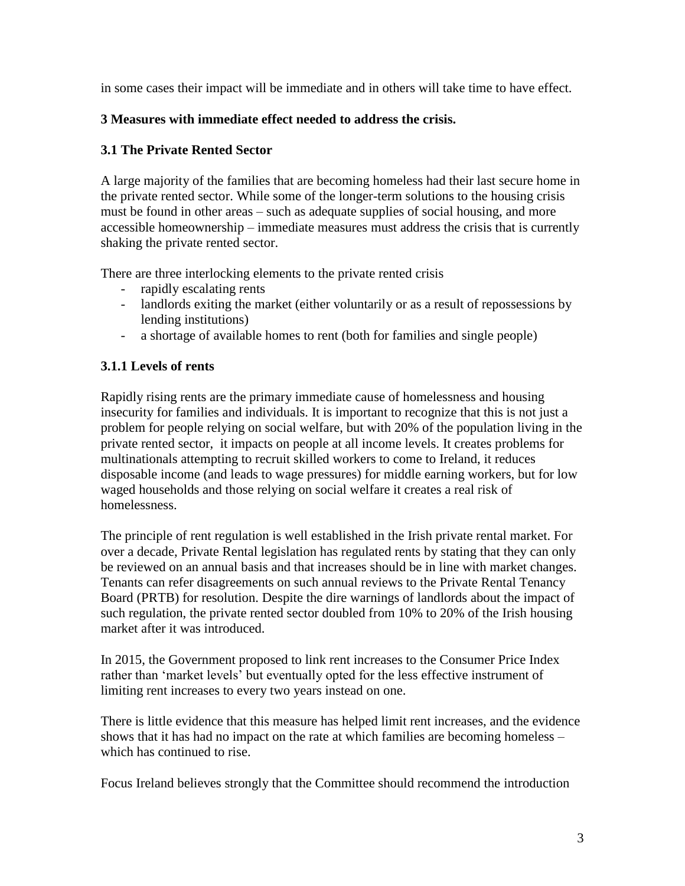in some cases their impact will be immediate and in others will take time to have effect.

## 3 Measures with immediate effect needed to address the crisis.

### 3.1 The Private Rented Sector

A large majority of the families that are becoming homeless had their last secure home in the private rented sector. While some of the longer-term solutions to the housing crisis must be found in other areas – such as adequate supplies of social housing, and more accessible homeownership – immediate measures must address the crisis that is currently shaking the private rented sector.

There are three interlocking elements to the private rented crisis

- rapidly escalating rents
- landlords exiting the market (either voluntarily or as a result of repossessions by lending institutions)
- a shortage of available homes to rent (both for families and single people)

#### 3.1.1 Levels of rents

Rapidly rising rents are the primary immediate cause of homelessness and housing insecurity for families and individuals. It is important to recognize that this is not just a problem for people relying on social welfare, but with 20% of the population living in the private rented sector, it impacts on people at all income levels. It creates problems for multinationals attempting to recruit skilled workers to come to Ireland, it reduces disposable income (and leads to wage pressures) for middle earning workers, but for low waged households and those relying on social welfare it creates a real risk of homelessness.

The principle of rent regulation is well established in the Irish private rental market. For over a decade, Private Rental legislation has regulated rents by stating that they can only be reviewed on an annual basis and that increases should be in line with market changes. Tenants can refer disagreements on such annual reviews to the Private Rental Tenancy Board (PRTB) for resolution. Despite the dire warnings of landlords about the impact of such regulation, the private rented sector doubled from 10% to 20% of the Irish housing market after it was introduced.

In 2015, the Government proposed to link rent increases to the Consumer Price Index rather than 'market levels' but eventually opted for the less effective instrument of limiting rent increases to every two years instead on one.

There is little evidence that this measure has helped limit rent increases, and the evidence shows that it has had no impact on the rate at which families are becoming homeless – which has continued to rise.

Focus Ireland believes strongly that the Committee should recommend the introduction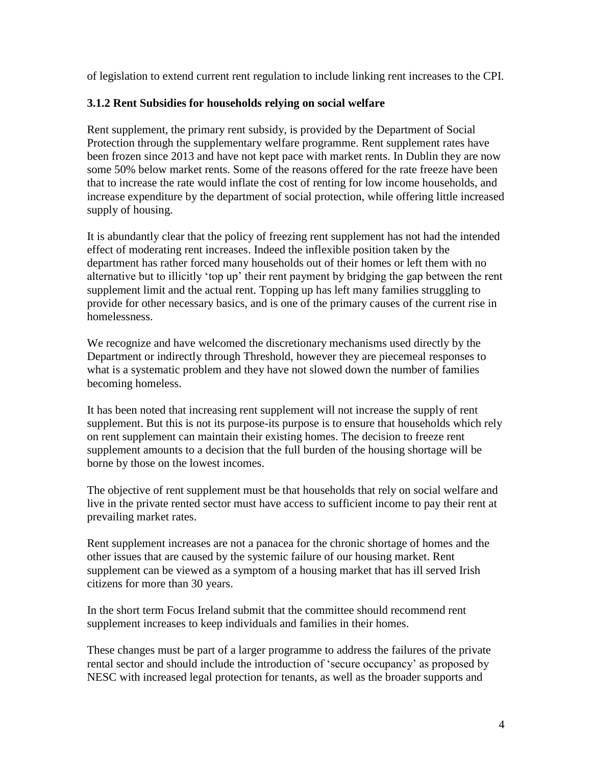of legislation to extend current rent regulation to include linking rent increases to the CPI.

### 3.1.2 Rent Subsidies for households relying on social welfare

Rent supplement, the primary rent subsidy, is provided by the Department of Social Protection through the supplementary welfare programme. Rent supplement rates have been frozen since 2013 and have not kept pace with market rents. In Dublin they are now some 50% below market rents. Some of the reasons offered for the rate freeze have been that to increase the rate would inflate the cost of renting for low income households, and increase expenditure by the department of social protection, while offering little increased supply of housing.

It is abundantly clear that the policy of freezing rent supplement has not had the intended effect of moderating rent increases. Indeed the inflexible position taken by the department has rather forced many households out of their homes or left them with no alternative but to illicitly 'top up' their rent payment by bridging the gap between the rent supplement limit and the actual rent. Topping up has left many families struggling to provide for other necessary basics, and is one of the primary causes of the current rise in homelessness.

We recognize and have welcomed the discretionary mechanisms used directly by the Department or indirectly through Threshold, however they are piecemeal responses to what is a systematic problem and they have not slowed down the number of families becoming homeless.

It has been noted that increasing rent supplement will not increase the supply of rent supplement. But this is not its purpose-its purpose is to ensure that households which rely on rent supplement can maintain their existing homes. The decision to freeze rent supplement amounts to a decision that the full burden of the housing shortage will be borne by those on the lowest incomes.

The objective of rent supplement must be that households that rely on social welfare and live in the private rented sector must have access to sufficient income to pay their rent at prevailing market rates.

Rent supplement increases are not a panacea for the chronic shortage of homes and the other issues that are caused by the systemic failure of our housing market. Rent supplement can be viewed as a symptom of a housing market that has ill served Irish citizens for more than 30 years.

In the short term Focus Ireland submit that the committee should recommend rent supplement increases to keep individuals and families in their homes.

These changes must be part of a larger programme to address the failures of the private rental sector and should include the introduction of 'secure occupancy' as proposed by NESC with increased legal protection for tenants, as well as the broader supports and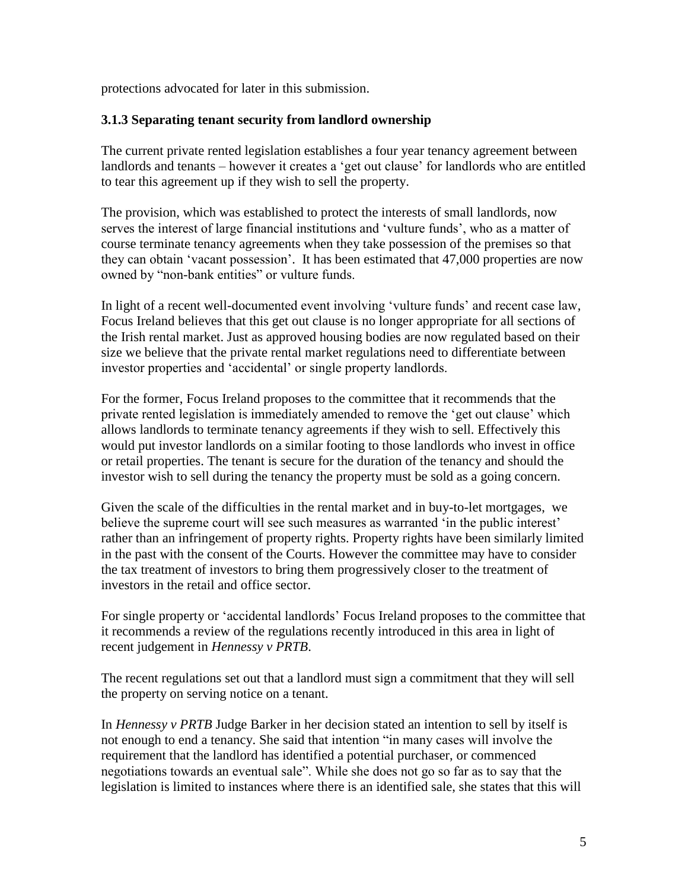protections advocated for later in this submission.

### 3.1.3 Separating tenant security from landlord ownership

The current private rented legislation establishes a four year tenancy agreement between landlords and tenants – however it creates a 'get out clause' for landlords who are entitled to tear this agreement up if they wish to sell the property.

The provision, which was established to protect the interests of small landlords, now serves the interest of large financial institutions and 'vulture funds', who as a matter of course terminate tenancy agreements when they take possession of the premises so that they can obtain 'vacant possession'. It has been estimated that 47,000 properties are now owned by "non-bank entities" or vulture funds.

In light of a recent well-documented event involving 'vulture funds' and recent case law, Focus Ireland believes that this get out clause is no longer appropriate for all sections of the Irish rental market. Just as approved housing bodies are now regulated based on their size we believe that the private rental market regulations need to differentiate between investor properties and 'accidental' or single property landlords.

For the former, Focus Ireland proposes to the committee that it recommends that the private rented legislation is immediately amended to remove the 'get out clause' which allows landlords to terminate tenancy agreements if they wish to sell. Effectively this would put investor landlords on a similar footing to those landlords who invest in office or retail properties. The tenant is secure for the duration of the tenancy and should the investor wish to sell during the tenancy the property must be sold as a going concern.

Given the scale of the difficulties in the rental market and in buy-to-let mortgages, we believe the supreme court will see such measures as warranted 'in the public interest' rather than an infringement of property rights. Property rights have been similarly limited in the past with the consent of the Courts. However the committee may have to consider the tax treatment of investors to bring them progressively closer to the treatment of investors in the retail and office sector.

For single property or 'accidental landlords' Focus Ireland proposes to the committee that it recommends a review of the regulations recently introduced in this area in light of recent judgement in *Hennessy v PRTB*.

The recent regulations set out that a landlord must sign a commitment that they will sell the property on serving notice on a tenant.

In *Hennessy v PRTB* Judge Barker in her decision stated an intention to sell by itself is not enough to end a tenancy. She said that intention "in many cases will involve the requirement that the landlord has identified a potential purchaser, or commenced negotiations towards an eventual sale". While she does not go so far as to say that the legislation is limited to instances where there is an identified sale, she states that this will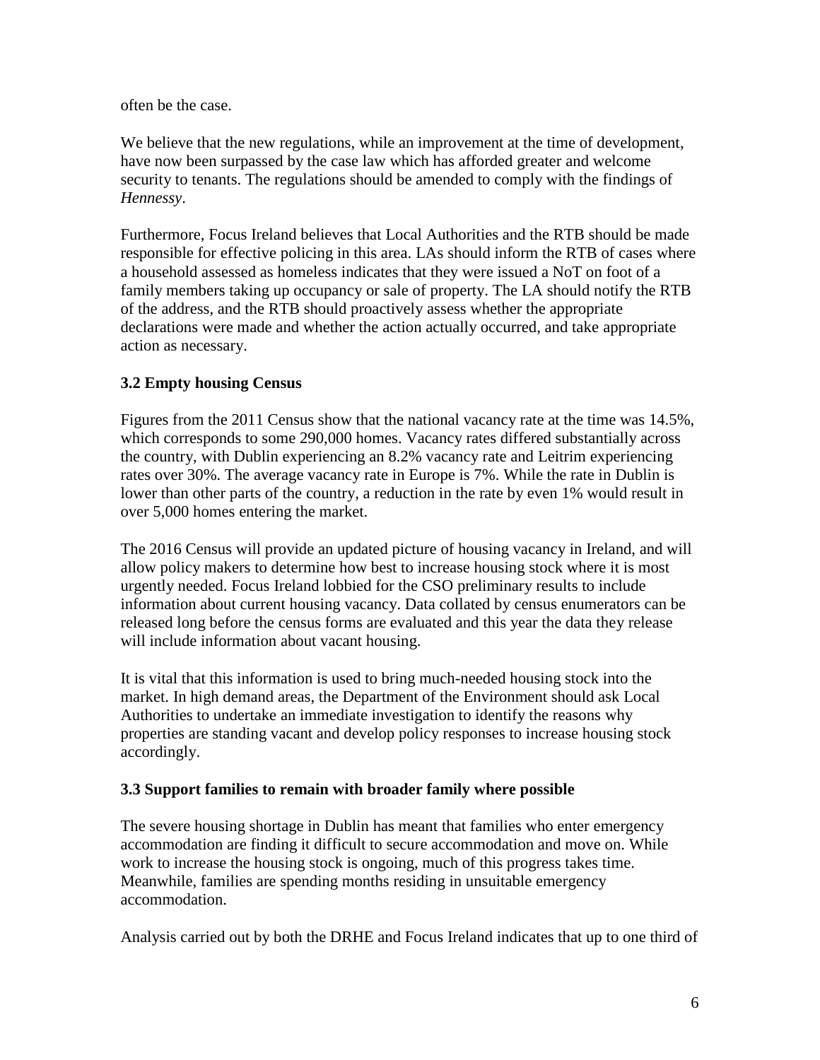often be the case.

We believe that the new regulations, while an improvement at the time of development, have now been surpassed by the case law which has afforded greater and welcome security to tenants. The regulations should be amended to comply with the findings of *Hennessy*.

Furthermore, Focus Ireland believes that Local Authorities and the RTB should be made responsible for effective policing in this area. LAs should inform the RTB of cases where a household assessed as homeless indicates that they were issued a NoT on foot of a family members taking up occupancy or sale of property. The LA should notify the RTB of the address, and the RTB should proactively assess whether the appropriate declarations were made and whether the action actually occurred, and take appropriate action as necessary.

### 3.2 Empty housing Census

Figures from the 2011 Census show that the national vacancy rate at the time was 14.5%, which corresponds to some 290,000 homes. Vacancy rates differed substantially across the country, with Dublin experiencing an 8.2% vacancy rate and Leitrim experiencing rates over 30%. The average vacancy rate in Europe is 7%. While the rate in Dublin is lower than other parts of the country, a reduction in the rate by even 1% would result in over 5,000 homes entering the market.

The 2016 Census will provide an updated picture of housing vacancy in Ireland, and will allow policy makers to determine how best to increase housing stock where it is most urgently needed. Focus Ireland lobbied for the CSO preliminary results to include information about current housing vacancy. Data collated by census enumerators can be released long before the census forms are evaluated and this year the data they release will include information about vacant housing.

It is vital that this information is used to bring much-needed housing stock into the market. In high demand areas, the Department of the Environment should ask Local Authorities to undertake an immediate investigation to identify the reasons why properties are standing vacant and develop policy responses to increase housing stock accordingly.

### 3.3 Support families to remain with broader family where possible

The severe housing shortage in Dublin has meant that families who enter emergency accommodation are finding it difficult to secure accommodation and move on. While work to increase the housing stock is ongoing, much of this progress takes time. Meanwhile, families are spending months residing in unsuitable emergency accommodation.

Analysis carried out by both the DRHE and Focus Ireland indicates that up to one third of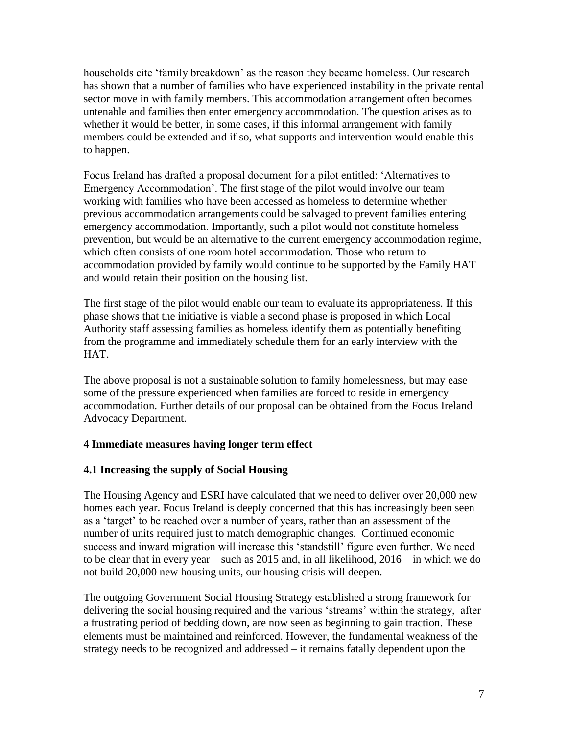households cite 'family breakdown' as the reason they became homeless. Our research has shown that a number of families who have experienced instability in the private rental sector move in with family members. This accommodation arrangement often becomes untenable and families then enter emergency accommodation. The question arises as to whether it would be better, in some cases, if this informal arrangement with family members could be extended and if so, what supports and intervention would enable this to happen.

Focus Ireland has drafted a proposal document for a pilot entitled: 'Alternatives to Emergency Accommodation'. The first stage of the pilot would involve our team working with families who have been accessed as homeless to determine whether previous accommodation arrangements could be salvaged to prevent families entering emergency accommodation. Importantly, such a pilot would not constitute homeless prevention, but would be an alternative to the current emergency accommodation regime, which often consists of one room hotel accommodation. Those who return to accommodation provided by family would continue to be supported by the Family HAT and would retain their position on the housing list.

The first stage of the pilot would enable our team to evaluate its appropriateness. If this phase shows that the initiative is viable a second phase is proposed in which Local Authority staff assessing families as homeless identify them as potentially benefiting from the programme and immediately schedule them for an early interview with the HAT.

The above proposal is not a sustainable solution to family homelessness, but may ease some of the pressure experienced when families are forced to reside in emergency accommodation. Further details of our proposal can be obtained from the Focus Ireland Advocacy Department.

## 4 Immediate measures having longer term effect

### 4.1 Increasing the supply of Social Housing

The Housing Agency and ESRI have calculated that we need to deliver over 20,000 new homes each year. Focus Ireland is deeply concerned that this has increasingly been seen as a 'target' to be reached over a number of years, rather than an assessment of the number of units required just to match demographic changes. Continued economic success and inward migration will increase this 'standstill' figure even further. We need to be clear that in every year – such as 2015 and, in all likelihood, 2016 – in which we do not build 20,000 new housing units, our housing crisis will deepen.

The outgoing Government Social Housing Strategy established a strong framework for delivering the social housing required and the various 'streams' within the strategy, after a frustrating period of bedding down, are now seen as beginning to gain traction. These elements must be maintained and reinforced. However, the fundamental weakness of the strategy needs to be recognized and addressed – it remains fatally dependent upon the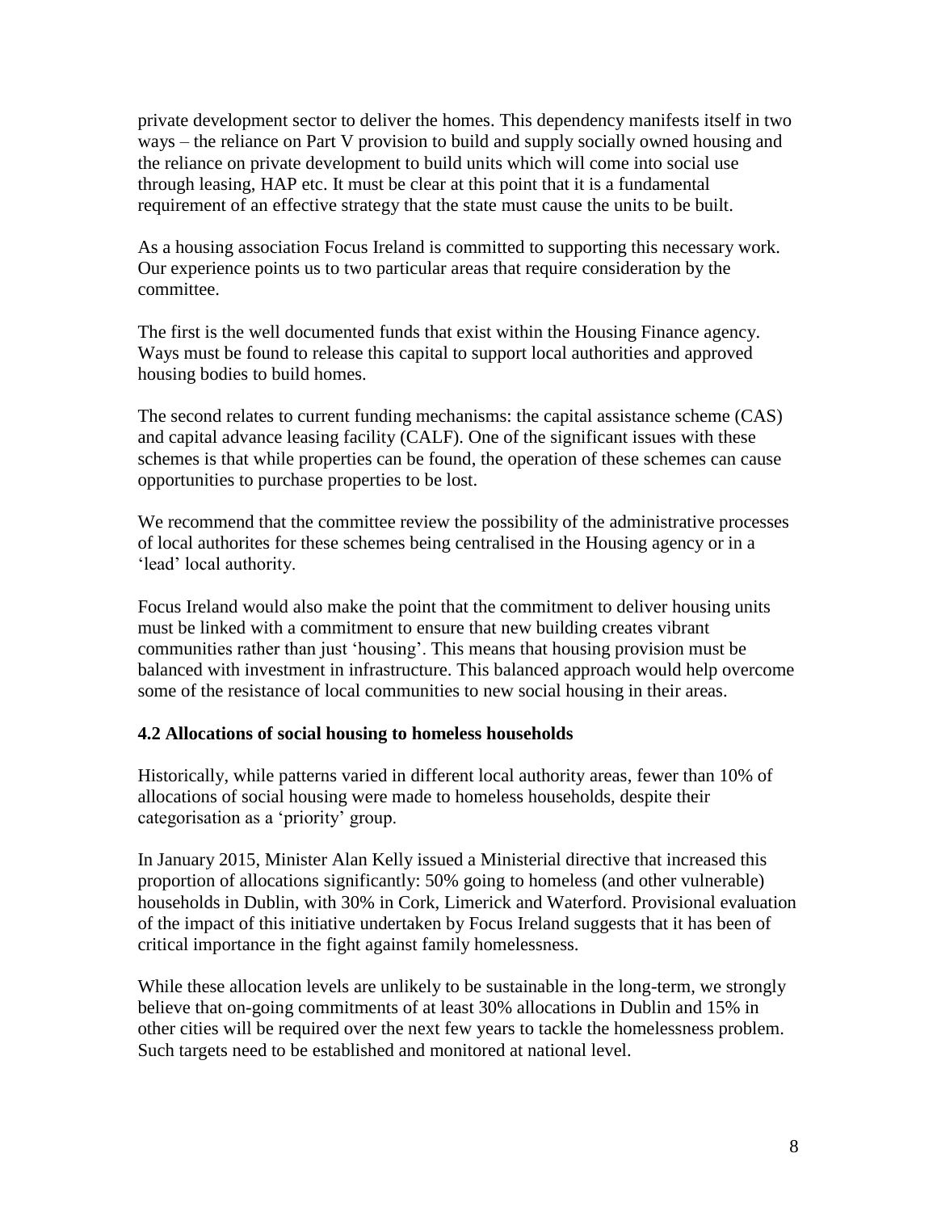private development sector to deliver the homes. This dependency manifests itself in two ways – the reliance on Part V provision to build and supply socially owned housing and the reliance on private development to build units which will come into social use through leasing, HAP etc. It must be clear at this point that it is a fundamental requirement of an effective strategy that the state must cause the units to be built.

As a housing association Focus Ireland is committed to supporting this necessary work. Our experience points us to two particular areas that require consideration by the committee.

The first is the well documented funds that exist within the Housing Finance agency. Ways must be found to release this capital to support local authorities and approved housing bodies to build homes.

The second relates to current funding mechanisms: the capital assistance scheme (CAS) and capital advance leasing facility (CALF). One of the significant issues with these schemes is that while properties can be found, the operation of these schemes can cause opportunities to purchase properties to be lost.

We recommend that the committee review the possibility of the administrative processes of local authorites for these schemes being centralised in the Housing agency or in a 'lead' local authority.

Focus Ireland would also make the point that the commitment to deliver housing units must be linked with a commitment to ensure that new building creates vibrant communities rather than just 'housing'. This means that housing provision must be balanced with investment in infrastructure. This balanced approach would help overcome some of the resistance of local communities to new social housing in their areas.

### 4.2 Allocations of social housing to homeless households

Historically, while patterns varied in different local authority areas, fewer than 10% of allocations of social housing were made to homeless households, despite their categorisation as a 'priority' group.

In January 2015, Minister Alan Kelly issued a Ministerial directive that increased this proportion of allocations significantly: 50% going to homeless (and other vulnerable) households in Dublin, with 30% in Cork, Limerick and Waterford. Provisional evaluation of the impact of this initiative undertaken by Focus Ireland suggests that it has been of critical importance in the fight against family homelessness.

While these allocation levels are unlikely to be sustainable in the long-term, we strongly believe that on-going commitments of at least 30% allocations in Dublin and 15% in other cities will be required over the next few years to tackle the homelessness problem. Such targets need to be established and monitored at national level.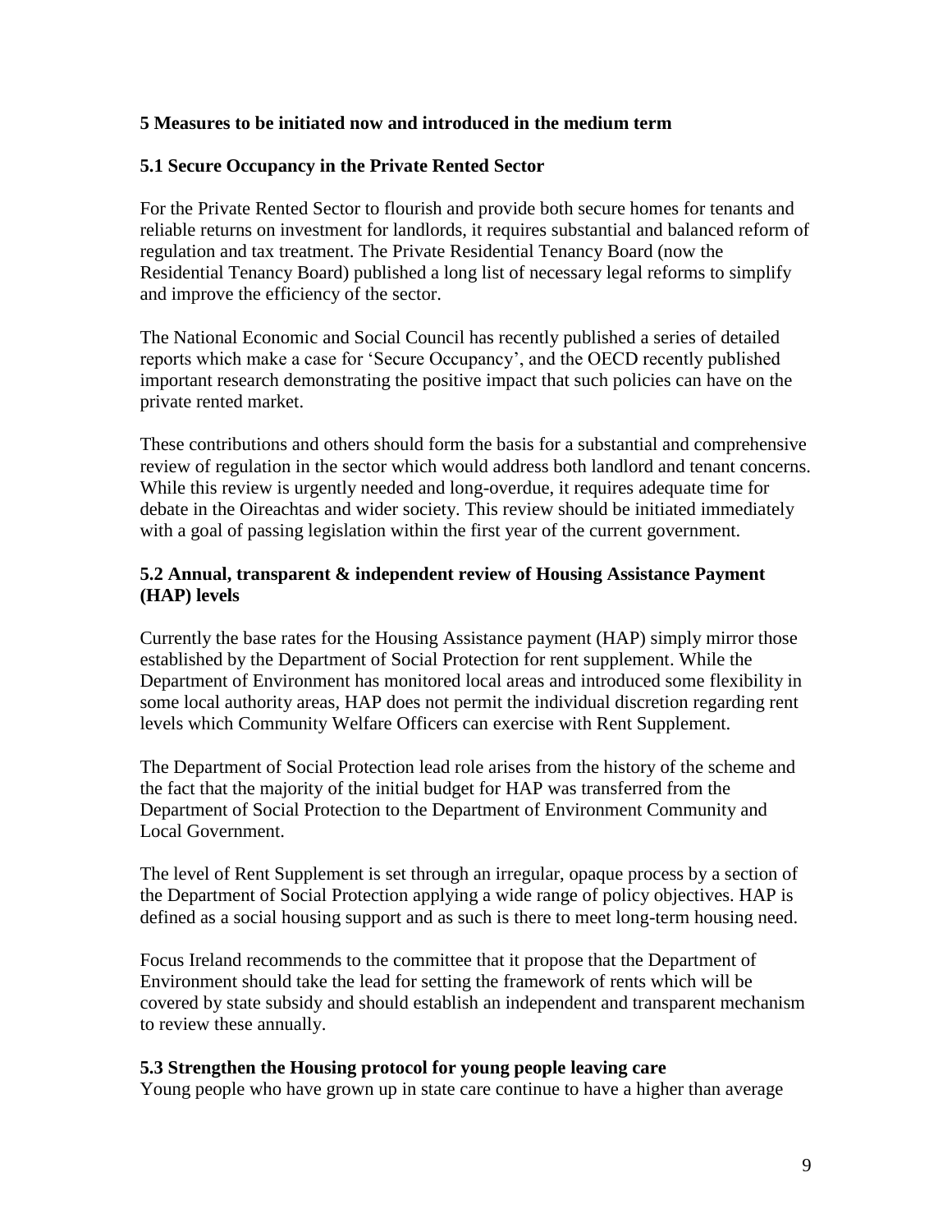## 5 Measures to be initiated now and introduced in the medium term

### 5.1 Secure Occupancy in the Private Rented Sector

For the Private Rented Sector to flourish and provide both secure homes for tenants and reliable returns on investment for landlords, it requires substantial and balanced reform of regulation and tax treatment. The Private Residential Tenancy Board (now the Residential Tenancy Board) published a long list of necessary legal reforms to simplify and improve the efficiency of the sector.

The National Economic and Social Council has recently published a series of detailed reports which make a case for 'Secure Occupancy', and the OECD recently published important research demonstrating the positive impact that such policies can have on the private rented market.

These contributions and others should form the basis for a substantial and comprehensive review of regulation in the sector which would address both landlord and tenant concerns. While this review is urgently needed and long-overdue, it requires adequate time for debate in the Oireachtas and wider society. This review should be initiated immediately with a goal of passing legislation within the first year of the current government.

### 5.2 Annual, transparent & independent review of Housing Assistance Payment (HAP) levels

Currently the base rates for the Housing Assistance payment (HAP) simply mirror those established by the Department of Social Protection for rent supplement. While the Department of Environment has monitored local areas and introduced some flexibility in some local authority areas, HAP does not permit the individual discretion regarding rent levels which Community Welfare Officers can exercise with Rent Supplement.

The Department of Social Protection lead role arises from the history of the scheme and the fact that the majority of the initial budget for HAP was transferred from the Department of Social Protection to the Department of Environment Community and Local Government.

The level of Rent Supplement is set through an irregular, opaque process by a section of the Department of Social Protection applying a wide range of policy objectives. HAP is defined as a social housing support and as such is there to meet long-term housing need.

Focus Ireland recommends to the committee that it propose that the Department of Environment should take the lead for setting the framework of rents which will be covered by state subsidy and should establish an independent and transparent mechanism to review these annually.

### 5.3 Strengthen the Housing protocol for young people leaving care

Young people who have grown up in state care continue to have a higher than average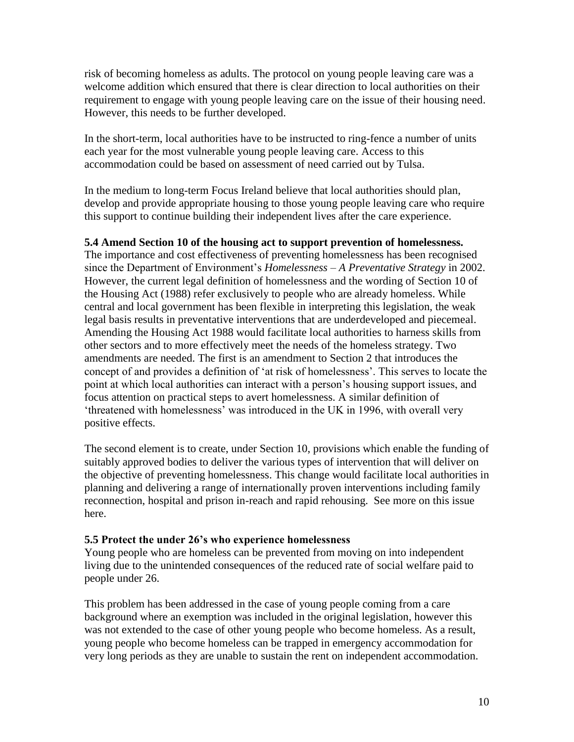risk of becoming homeless as adults. The protocol on young people leaving care was a welcome addition which ensured that there is clear direction to local authorities on their requirement to engage with young people leaving care on the issue of their housing need. However, this needs to be further developed.

In the short-term, local authorities have to be instructed to ring-fence a number of units each year for the most vulnerable young people leaving care. Access to this accommodation could be based on assessment of need carried out by Tulsa.

In the medium to long-term Focus Ireland believe that local authorities should plan, develop and provide appropriate housing to those young people leaving care who require this support to continue building their independent lives after the care experience.

**5.4 Amend Section 10 of the housing act to support prevention of homelessness.**

The importance and cost effectiveness of preventing homelessness has been recognised since the Department of Environment's *Homelessness – A Preventative Strategy* in 2002. However, the current legal definition of homelessness and the wording of Section 10 of the Housing Act (1988) refer exclusively to people who are already homeless. While central and local government has been flexible in interpreting this legislation, the weak legal basis results in preventative interventions that are underdeveloped and piecemeal. Amending the Housing Act 1988 would facilitate local authorities to harness skills from other sectors and to more effectively meet the needs of the homeless strategy. Two amendments are needed. The first is an amendment to Section 2 that introduces the concept of and provides a definition of 'at risk of homelessness'. This serves to locate the point at which local authorities can interact with a person's housing support issues, and focus attention on practical steps to avert homelessness. A similar definition of 'threatened with homelessness' was introduced in the UK in 1996, with overall very positive effects.

The second element is to create, under Section 10, provisions which enable the funding of suitably approved bodies to deliver the various types of intervention that will deliver on the objective of preventing homelessness. This change would facilitate local authorities in planning and delivering a range of internationally proven interventions including family reconnection, hospital and prison in-reach and rapid rehousing. See more on this issue here.

**5.5 Protect the under 26's who experience homelessness**

Young people who are homeless can be prevented from moving on into independent living due to the unintended consequences of the reduced rate of social welfare paid to people under 26.

This problem has been addressed in the case of young people coming from a care background where an exemption was included in the original legislation, however this was not extended to the case of other young people who become homeless. As a result, young people who become homeless can be trapped in emergency accommodation for very long periods as they are unable to sustain the rent on independent accommodation.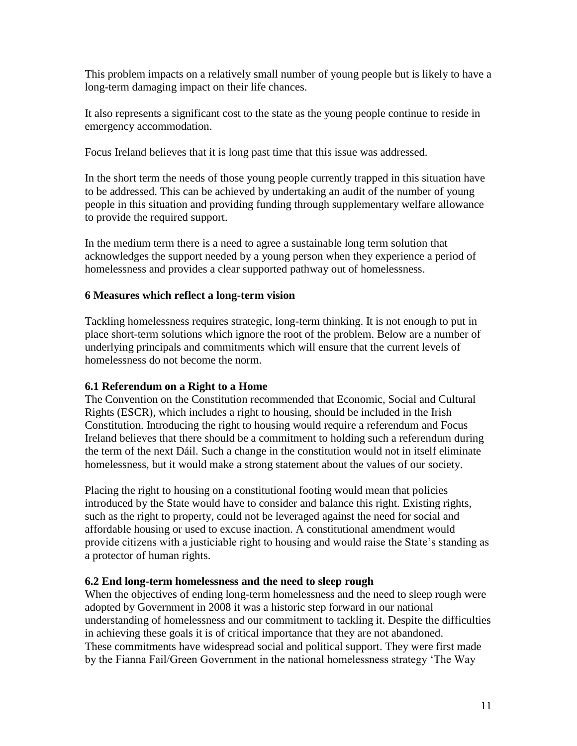This problem impacts on a relatively small number of young people but is likely to have a long-term damaging impact on their life chances.

It also represents a significant cost to the state as the young people continue to reside in emergency accommodation.

Focus Ireland believes that it is long past time that this issue was addressed.

In the short term the needs of those young people currently trapped in this situation have to be addressed. This can be achieved by undertaking an audit of the number of young people in this situation and providing funding through supplementary welfare allowance to provide the required support.

In the medium term there is a need to agree a sustainable long term solution that acknowledges the support needed by a young person when they experience a period of homelessness and provides a clear supported pathway out of homelessness.

## 6 Measures which reflect a long-term vision

Tackling homelessness requires strategic, long-term thinking. It is not enough to put in place short-term solutions which ignore the root of the problem. Below are a number of underlying principals and commitments which will ensure that the current levels of homelessness do not become the norm.

### 6.1 Referendum on a Right to a Home

The Convention on the Constitution recommended that Economic, Social and Cultural Rights (ESCR), which includes a right to housing, should be included in the Irish Constitution. Introducing the right to housing would require a referendum and Focus Ireland believes that there should be a commitment to holding such a referendum during the term of the next Dáil. Such a change in the constitution would not in itself eliminate homelessness, but it would make a strong statement about the values of our society.

Placing the right to housing on a constitutional footing would mean that policies introduced by the State would have to consider and balance this right. Existing rights, such as the right to property, could not be leveraged against the need for social and affordable housing or used to excuse inaction. A constitutional amendment would provide citizens with a justiciable right to housing and would raise the State's standing as a protector of human rights.

### 6.2 End long-term homelessness and the need to sleep rough

When the objectives of ending long-term homelessness and the need to sleep rough were adopted by Government in 2008 it was a historic step forward in our national understanding of homelessness and our commitment to tackling it. Despite the difficulties in achieving these goals it is of critical importance that they are not abandoned.
These commitments have widespread social and political support. They were first made by the Fianna Fail/Green Government in the national homelessness strategy 'The Way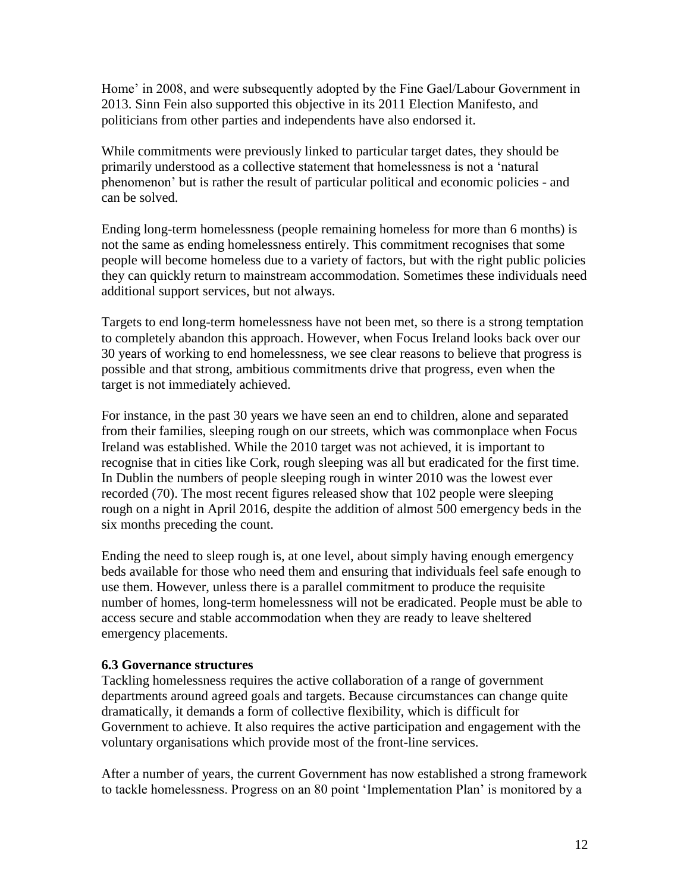Home' in 2008, and were subsequently adopted by the Fine Gael/Labour Government in 2013. Sinn Fein also supported this objective in its 2011 Election Manifesto, and politicians from other parties and independents have also endorsed it.

While commitments were previously linked to particular target dates, they should be primarily understood as a collective statement that homelessness is not a 'natural phenomenon' but is rather the result of particular political and economic policies - and can be solved.

Ending long-term homelessness (people remaining homeless for more than 6 months) is not the same as ending homelessness entirely. This commitment recognises that some people will become homeless due to a variety of factors, but with the right public policies they can quickly return to mainstream accommodation. Sometimes these individuals need additional support services, but not always.

Targets to end long-term homelessness have not been met, so there is a strong temptation to completely abandon this approach. However, when Focus Ireland looks back over our 30 years of working to end homelessness, we see clear reasons to believe that progress is possible and that strong, ambitious commitments drive that progress, even when the target is not immediately achieved.

For instance, in the past 30 years we have seen an end to children, alone and separated from their families, sleeping rough on our streets, which was commonplace when Focus Ireland was established. While the 2010 target was not achieved, it is important to recognise that in cities like Cork, rough sleeping was all but eradicated for the first time. In Dublin the numbers of people sleeping rough in winter 2010 was the lowest ever recorded (70). The most recent figures released show that 102 people were sleeping rough on a night in April 2016, despite the addition of almost 500 emergency beds in the six months preceding the count.

Ending the need to sleep rough is, at one level, about simply having enough emergency beds available for those who need them and ensuring that individuals feel safe enough to use them. However, unless there is a parallel commitment to produce the requisite number of homes, long-term homelessness will not be eradicated. People must be able to access secure and stable accommodation when they are ready to leave sheltered emergency placements.

**6.3 Governance structures**

Tackling homelessness requires the active collaboration of a range of government departments around agreed goals and targets. Because circumstances can change quite dramatically, it demands a form of collective flexibility, which is difficult for Government to achieve. It also requires the active participation and engagement with the voluntary organisations which provide most of the front-line services.

After a number of years, the current Government has now established a strong framework to tackle homelessness. Progress on an 80 point 'Implementation Plan' is monitored by a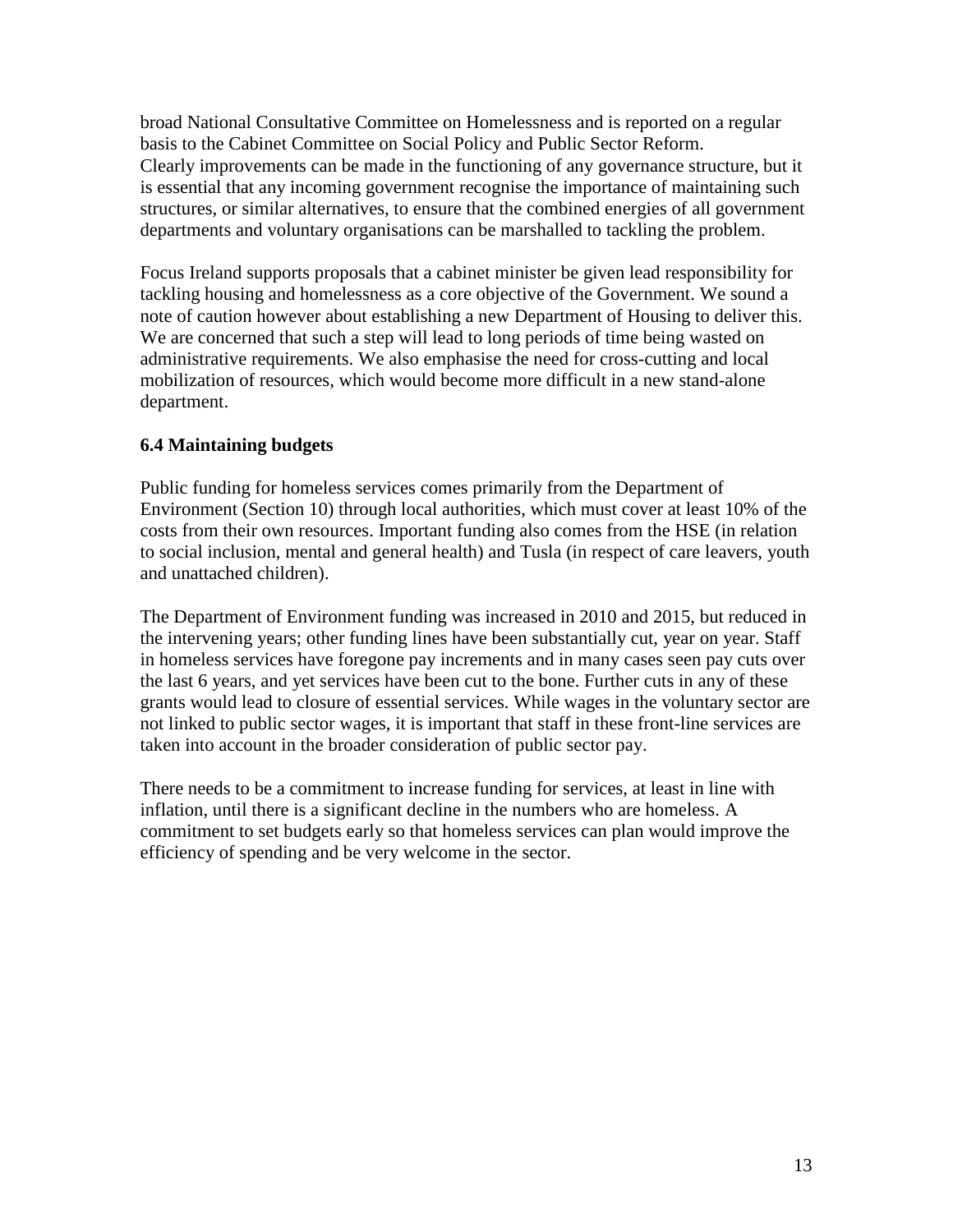broad National Consultative Committee on Homelessness and is reported on a regular basis to the Cabinet Committee on Social Policy and Public Sector Reform.
Clearly improvements can be made in the functioning of any governance structure, but it is essential that any incoming government recognise the importance of maintaining such structures, or similar alternatives, to ensure that the combined energies of all government departments and voluntary organisations can be marshalled to tackling the problem.

Focus Ireland supports proposals that a cabinet minister be given lead responsibility for tackling housing and homelessness as a core objective of the Government. We sound a note of caution however about establishing a new Department of Housing to deliver this. We are concerned that such a step will lead to long periods of time being wasted on administrative requirements. We also emphasise the need for cross-cutting and local mobilization of resources, which would become more difficult in a new stand-alone department.

### 6.4 Maintaining budgets

Public funding for homeless services comes primarily from the Department of Environment (Section 10) through local authorities, which must cover at least 10% of the costs from their own resources. Important funding also comes from the HSE (in relation to social inclusion, mental and general health) and Tusla (in respect of care leavers, youth and unattached children).

The Department of Environment funding was increased in 2010 and 2015, but reduced in the intervening years; other funding lines have been substantially cut, year on year. Staff in homeless services have foregone pay increments and in many cases seen pay cuts over the last 6 years, and yet services have been cut to the bone. Further cuts in any of these grants would lead to closure of essential services. While wages in the voluntary sector are not linked to public sector wages, it is important that staff in these front-line services are taken into account in the broader consideration of public sector pay.

There needs to be a commitment to increase funding for services, at least in line with inflation, until there is a significant decline in the numbers who are homeless. A commitment to set budgets early so that homeless services can plan would improve the efficiency of spending and be very welcome in the sector.